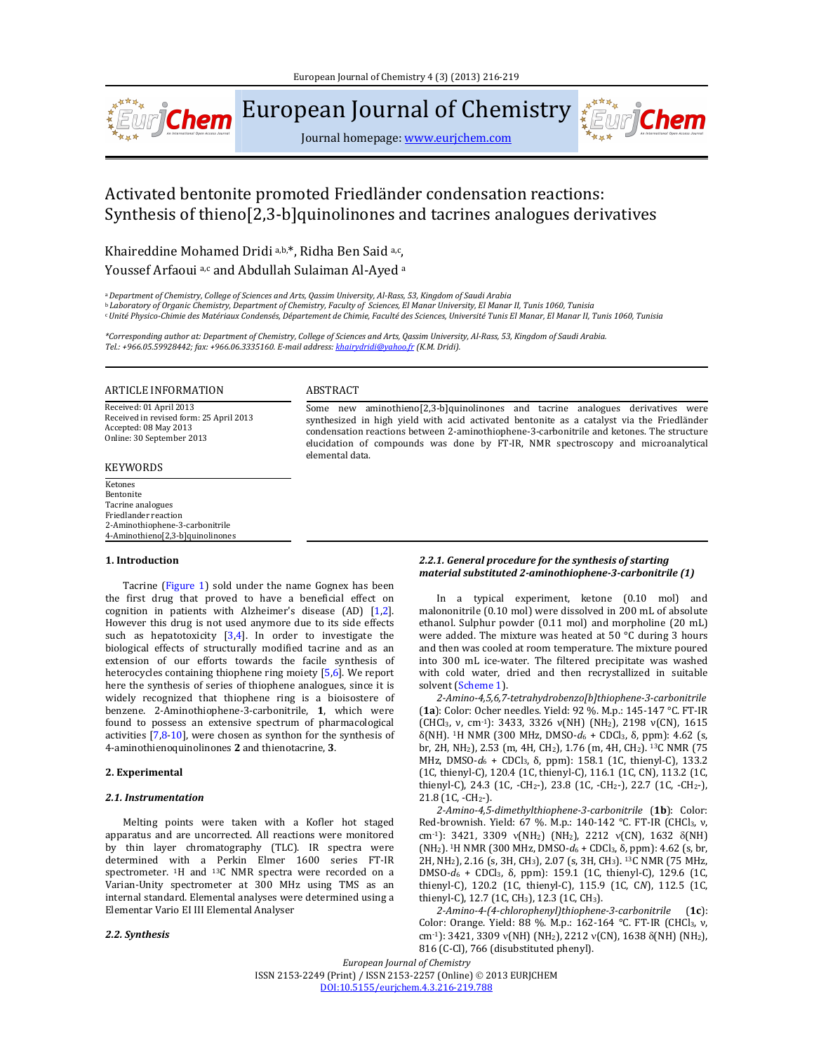# Activated bentonite promoted Friedländer condensation reactions: Synthesis of thieno[2,3-b]quinolinones and tacrines analogues derivatives

Khaireddine Mohamed Dridi [a,b,*], Ridha Ben Said [a,c], Youssef Arfaoui [a,c] and Abdullah Sulaiman Al-Ayed [a]

[a] *Department of Chemistry, College of Sciences and Arts, Qassim University, Al-Rass, 53, Kingdom of Saudi Arabia*
[b] *Laboratory of Organic Chemistry, Department of Chemistry, Faculty of Sciences, El Manar University, El Manar II, Tunis 1060, Tunisia*
[c] *Unité Physico-Chimie des Matériaux Condensés, Département de Chimie, Faculté des Sciences, Université Tunis El Manar, El Manar II, Tunis 1060, Tunisia*

*\*Corresponding author at: Department of Chemistry, College of Sciences and Arts, Qassim University, Al-Rass, 53, Kingdom of Saudi Arabia. Tel.: +966.05.59928442; fax: +966.06.3335160. E-mail address: khairydridi@yahoo.fr (K.M. Dridi).*

## ARTICLE INFORMATION

Received: 01 April 2013
Received in revised form: 25 April 2013
Accepted: 08 May 2013
Online: 30 September 2013

## KEYWORDS

Ketones
Bentonite
Tacrine analogues
Friedlander reaction
2-Aminothiophene-3-carbonitrile
4-Aminothieno[2,3-b]quinolinones

## ABSTRACT

Some new aminothieno[2,3-b]quinolinones and tacrine analogues derivatives were synthesized in high yield with acid activated bentonite as a catalyst via the Friedländer condensation reactions between 2-aminothiophene-3-carbonitrile and ketones. The structure elucidation of compounds was done by FT-IR, NMR spectroscopy and microanalytical elemental data.

## 1. Introduction

Tacrine (Figure 1) sold under the name Gognex has been the first drug that proved to have a beneficial effect on cognition in patients with Alzheimer's disease (AD) [1,2]. However this drug is not used anymore due to its side effects such as hepatotoxicity [3,4]. In order to investigate the biological effects of structurally modified tacrine and as an extension of our efforts towards the facile synthesis of heterocycles containing thiophene ring moiety [5,6]. We report here the synthesis of series of thiophene analogues, since it is widely recognized that thiophene ring is a bioisostere of benzene. 2-Aminothiophene-3-carbonitrile, **1**, which were found to possess an extensive spectrum of pharmacological activities [7,8-10], were chosen as synthon for the synthesis of 4-aminothienoquinolinones **2** and thienotacrine, **3**.

## 2. Experimental

### 2.1. Instrumentation

Melting points were taken with a Kofler hot staged apparatus and are uncorrected. All reactions were monitored by thin layer chromatography (TLC). IR spectra were determined with a Perkin Elmer 1600 series FT-IR spectrometer. $^{1}H$ and $^{13}C$ NMR spectra were recorded on a Varian-Unity spectrometer at 300 MHz using TMS as an internal standard. Elemental analyses were determined using a Elementar Vario EI III Elemental Analyser

### 2.2. Synthesis

#### 2.2.1. General procedure for the synthesis of starting material substituted 2-aminothiophene-3-carbonitrile (1)

In a typical experiment, ketone (0.10 mol) and malononitrile (0.10 mol) were dissolved in 200 mL of absolute ethanol. Sulphur powder (0.11 mol) and morpholine (20 mL) were added. The mixture was heated at 50 °C during 3 hours and then was cooled at room temperature. The mixture poured into 300 mL ice-water. The filtered precipitate was washed with cold water, dried and then recrystallized in suitable solvent (Scheme 1).

*2-Amino-4,5,6,7-tetrahydrobenzo[b]thiophene-3-carbonitrile* (**1a**): Color: Ocher needles. Yield: 92 %. M.p.: 145-147 °C. FT-IR ($CHCl_3$, ν, cm$^{-1}$): 3433, 3326 ν(NH) ($NH_2$), 2198 ν(CN), 1615 δ(NH). $^{1}H$ NMR (300 MHz, DMSO-$d_6$ + $CDCl_3$, δ, ppm): 4.62 (s, br, 2H, $NH_2$), 2.53 (m, 4H, $CH_2$), 1.76 (m, 4H, $CH_2$). $^{13}C$ NMR (75 MHz, DMSO-$d_6$ + $CDCl_3$, δ, ppm): 158.1 (1C, thienyl-C), 133.2 (1C, thienyl-C), 120.4 (1C, thienyl-C), 116.1 (1C, CN), 113.2 (1C, thienyl-C), 24.3 (1C, -$CH_2$-), 23.8 (1C, -$CH_2$-), 22.7 (1C, -$CH_2$-), 21.8 (1C, -$CH_2$-).

*2-Amino-4,5-dimethylthiophene-3-carbonitrile* (**1b**): Color: Red-brownish. Yield: 67 %. M.p.: 140-142 °C. FT-IR ($CHCl_3$, ν, cm$^{-1}$): 3421, 3309 ν($NH_2$) ($NH_2$), 2212 ν(CN), 1632 δ(NH) ($NH_2$). $^{1}H$ NMR (300 MHz, DMSO-$d_6$ + $CDCl_3$, δ, ppm): 4.62 (s, br, 2H, $NH_2$), 2.16 (s, 3H, $CH_3$), 2.07 (s, 3H, $CH_3$). $^{13}C$ NMR (75 MHz, DMSO-$d_6$ + $CDCl_3$, δ, ppm): 159.1 (1C, thienyl-C), 129.6 (1C, thienyl-C), 120.2 (1C, thienyl-C), 115.9 (1C, C*N*), 112.5 (1C, thienyl-C), 12.7 (1C, $CH_3$), 12.3 (1C, $CH_3$).

*2-Amino-4-(4-chlorophenyl)thiophene-3-carbonitrile* (**1c**): Color: Orange. Yield: 88 %. M.p.: 162-164 °C. FT-IR ($CHCl_3$, ν, cm$^{-1}$): 3421, 3309 ν(NH) ($NH_2$), 2212 ν(CN), 1638 δ(NH) ($NH_2$), 816 (C-Cl), 766 (disubstituted phenyl).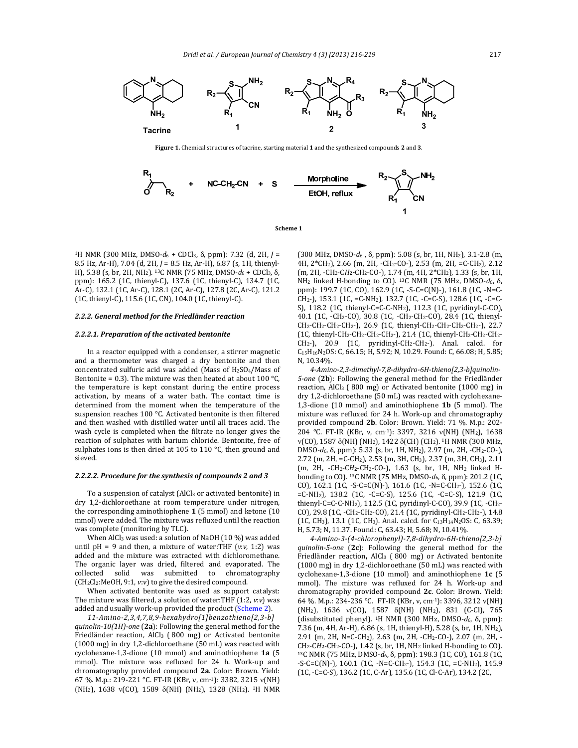**Tacrine** **1** **2** **3**

**Figure 1.** Chemical structures of tacrine, starting material **1** and the synthesized compounds **2** and **3**.

Morpholine

EtOH, reflux

**Scheme 1**

$^1$H NMR (300 MHz, DMSO-$d_6$ + CDCl$_3$, δ, ppm): 7.32 (d, 2H, $J$ = 8.5 Hz, Ar-H), 7.04 (d, 2H, $J$ = 8.5 Hz, Ar-H), 6.87 (s, 1H, thienyl-H), 5.38 (s, br, 2H, NH$_2$). $^{13}$C NMR (75 MHz, DMSO-$d_6$ + CDCl$_3$, δ, ppm): 165.2 (1C, thienyl-C), 137.6 (1C, thienyl-C), 134.7 (1C, Ar-C), 132.1 (1C, Ar-C), 128.1 (2C, Ar-C), 127.8 (2C, Ar-C), 121.2 (1C, thienyl-C), 115.6 (1C, CN), 104.0 (1C, thienyl-C).

#### *2.2.2. General method for the Friedländer reaction*

##### *2.2.2.1. Preparation of the activated bentonite*

In a reactor equipped with a condenser, a stirrer magnetic and a thermometer was charged a dry bentonite and then concentrated sulfuric acid was added (Mass of $H_2SO_4$/Mass of Bentonite = 0.3). The mixture was then heated at about 100 °C, the temperature is kept constant during the entire process activation, by means of a water bath. The contact time is determined from the moment when the temperature of the suspension reaches 100 °C. Activated bentonite is then filtered and then washed with distilled water until all traces acid. The wash cycle is completed when the filtrate no longer gives the reaction of sulphates with barium chloride. Bentonite, free of sulphates ions is then dried at 105 to 110 °C, then ground and sieved.

##### *2.2.2.2. Procedure for the synthesis of compounds 2 and 3*

To a suspension of catalyst ($AlCl_3$ or activated bentonite) in dry 1,2-dichloroethane at room temperature under nitrogen, the corresponding aminothiophene **1** (5 mmol) and ketone (10 mmol) were added. The mixture was refluxed until the reaction was complete (monitoring by TLC).

When $AlCl_3$ was used: a solution of NaOH (10 %) was added until pH = 9 and then, a mixture of water:THF (*v*:*v*, 1:2) was added and the mixture was extracted with dichloromethane. The organic layer was dried, filtered and evaporated. The collected solid was submitted to chromatography ($CH_2Cl_2$:MeOH, 9:1, *v*:*v*) to give the desired compound.

When activated bentonite was used as support catalyst: The mixture was filtered, a solution of water:THF (1:2, *v*:*v*) was added and usually work-up provided the product (Scheme 2).

*11-Amino-2,3,4,7,8,9-hexahydro[1]benzothieno[2,3-b] quinolin-10(1H)-one* (**2a**): Following the general method for the Friedländer reaction, $AlCl_3$ ( 800 mg) or Activated bentonite (1000 mg) in dry 1,2-dichloroethane (50 mL) was reacted with cyclohexane-1,3-dione (10 mmol) and aminothiophene **1a** (5 mmol). The mixture was refluxed for 24 h. Work-up and chromatography provided compound **2a**. Color: Brown. Yield: 67 %. M.p.: 219-221 °C. FT-IR (KBr, ν, cm$^{-1}$): 3382, 3215 ν(NH) (NH$_2$), 1638 ν(CO), 1589 δ(NH) (NH$_2$), 1328 (NH$_2$). $^1$H NMR (300 MHz, DMSO-$d_6$ , δ, ppm): 5.08 (s, br, 1H, NH$_2$), 3.1-2.8 (m, 4H, 2*CH$_2$), 2.66 (m, 2H, -CH$_2$-CO-), 2.53 (m, 2H, =C-CH$_2$), 2.12 (m, 2H, -CH$_2$-C*H$_2$*-CH$_2$-CO-), 1.74 (m, 4H, 2*CH$_2$), 1.33 (s, br, 1H, NH$_2$ linked H-bonding to CO). $^{13}$C NMR (75 MHz, DMSO-$d_6$, δ, ppm): 199.7 (1C, CO), 162.9 (1C, -S-C=C(N)-), 161.8 (1C, -N=C-CH$_2$-), 153.1 (1C, =C-NH$_2$), 132.7 (1C, -C=C-S), 128.6 (1C, -C=C-S), 118.2 (1C, thienyl-C=C-C-NH$_2$), 112.3 (1C, pyridinyl-C-CO), 40.1 (1C, -CH$_2$-CO), 30.8 (1C, -CH$_2$-CH$_2$-CO), 28.4 (1C, thienyl-CH$_2$-CH$_2$-CH$_2$-CH$_2$-), 26.9 (1C, thienyl-CH$_2$-CH$_2$-CH$_2$-CH$_2$-), 22.7 (1C, thienyl-CH$_2$-CH$_2$-CH$_2$-CH$_2$-), 21.4 (1C, thienyl-CH$_2$-CH$_2$-CH$_2$-CH$_2$-), 20.9 (1C, pyridinyl-CH$_2$-CH$_2$-). Anal. calcd. for $C_{15}H_{16}N_2OS$: C, 66.15; H, 5.92; N, 10.29. Found: C, 66.08; H, 5.85; N, 10.34%.

*4-Amino-2,3-dimethyl-7,8-dihydro-6H-thieno[2,3-b]quinolin-5-one* (**2b**): Following the general method for the Friedländer reaction, $AlCl_3$ ( 800 mg) or Activated bentonite (1000 mg) in dry 1,2-dichloroethane (50 mL) was reacted with cyclohexane-1,3-dione (10 mmol) and aminothiophene **1b** (5 mmol). The mixture was refluxed for 24 h. Work-up and chromatography provided compound **2b**. Color: Brown. Yield: 71 %. M.p.: 202-204 °C. FT-IR (KBr, ν, cm$^{-1}$): 3397, 3216 ν(NH) (NH$_2$), 1638 ν(CO), 1587 δ(NH) (NH$_2$), 1422 δ(CH) (CH$_2$). $^1$H NMR (300 MHz, DMSO-$d_6$, δ, ppm): 5.33 (s, br, 1H, NH$_2$), 2.97 (m, 2H, -CH$_2$-CO-), 2.72 (m, 2H, =C-CH$_2$), 2.53 (m, 3H, CH$_3$), 2.37 (m, 3H, CH$_3$), 2.11 (m, 2H, -CH$_2$-C*H$_2$*-CH$_2$-CO-), 1.63 (s, br, 1H, NH$_2$ linked H-bonding to CO). $^{13}$C NMR (75 MHz, DMSO-$d_6$, δ, ppm): 201.2 (1C, CO), 162.1 (1C, -S-C=C(N)-), 161.6 (1C, -N=C-CH$_2$-), 152.6 (1C, =C-NH$_2$), 138.2 (1C, -C=C-S), 125.6 (1C, -C=C-S), 121.9 (1C, thienyl-C=C-C-NH$_2$), 112.5 (1C, pyridinyl-C-CO), 39.9 (1C, -CH$_2$-CO), 29.8 (1C, -CH$_2$-CH$_2$-CO), 21.4 (1C, pyridinyl-CH$_2$-CH$_2$-), 14.8 (1C, CH$_3$), 13.1 (1C, CH$_3$). Anal. calcd. for $C_{13}H_{14}N_2OS$: C, 63.39; H, 5.73; N, 11.37. Found: C, 63.43; H, 5.68; N, 10.41%.

*4-Amino-3-(4-chlorophenyl)-7,8-dihydro-6H-thieno[2,3-b] quinolin-5-one* (**2c**): Following the general method for the Friedländer reaction, $AlCl_3$ ( 800 mg) or Activated bentonite (1000 mg) in dry 1,2-dichloroethane (50 mL) was reacted with cyclohexane-1,3-dione (10 mmol) and aminothiophene **1c** (5 mmol). The mixture was refluxed for 24 h. Work-up and chromatography provided compound **2c**. Color: Brown. Yield: 64 %. M.p.: 234-236 °C. FT-IR (KBr, ν, cm$^{-1}$): 3396, 3212 ν(NH) (NH$_2$), 1636 ν(CO), 1587 δ(NH) (NH$_2$), 831 (C-Cl), 765 (disubstituted phenyl). $^1$H NMR (300 MHz, DMSO-$d_6$, δ, ppm): 7.36 (m, 4H, Ar-H), 6.86 (s, 1H, thienyl-H), 5.28 (s, br, 1H, NH$_2$), 2.91 (m, 2H, N=C-CH$_2$), 2.63 (m, 2H, -CH$_2$-CO-), 2.07 (m, 2H, -CH$_2$-C*H$_2$*-CH$_2$-CO-), 1.42 (s, br, 1H, NH$_2$ linked H-bonding to CO). $^{13}$C NMR (75 MHz, DMSO-$d_6$, δ, ppm): 198.3 (1C, CO), 161.8 (1C, -S-C=C(N)-), 160.1 (1C, -N=C-CH$_2$-), 154.3 (1C, =C-NH$_2$), 145.9 (1C, -C=C-S), 136.2 (1C, C-Ar), 135.6 (1C, Cl-C-Ar), 134.2 (2C,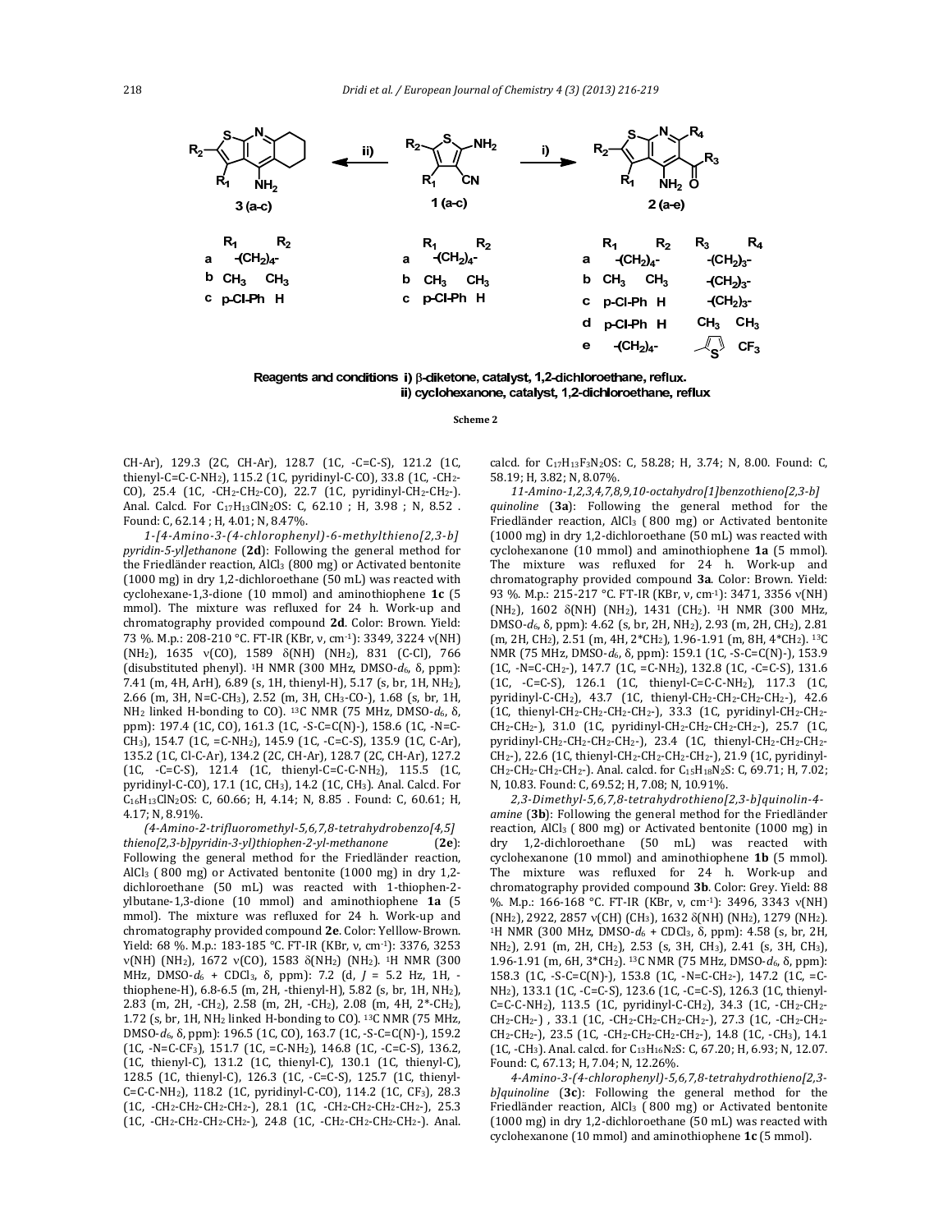Reagents and conditions i) β-diketone, catalyst, 1,2-dichloroethane, reflux.
ii) cyclohexanone, catalyst, 1,2-dichloroethane, reflux

**Scheme 2**

CH-Ar), 129.3 (2C, CH-Ar), 128.7 (1C, -C=C-S), 121.2 (1C, thienyl-C=C-C-NH$_2$), 115.2 (1C, pyridinyl-C-CO), 33.8 (1C, -CH$_2$-CO), 25.4 (1C, -CH$_2$-CH$_2$-CO), 22.7 (1C, pyridinyl-CH$_2$-CH$_2$-). Anal. Calcd. For $C_{17}H_{13}ClN_2OS$: C, 62.10 ; H, 3.98 ; N, 8.52 . Found: C, 62.14 ; H, 4.01; N, 8.47%.

*1-[4-Amino-3-(4-chlorophenyl)-6-methylthieno[2,3-b] pyridin-5-yl]ethanone* (**2d**): Following the general method for the Friedländer reaction, $AlCl_3$ (800 mg) or Activated bentonite (1000 mg) in dry 1,2-dichloroethane (50 mL) was reacted with cyclohexane-1,3-dione (10 mmol) and aminothiophene **1c** (5 mmol). The mixture was refluxed for 24 h. Work-up and chromatography provided compound **2d**. Color: Brown. Yield: 73 %. M.p.: 208-210 °C. FT-IR (KBr, ν, cm$^{-1}$): 3349, 3224 ν(NH) (NH$_2$), 1635 ν(CO), 1589 δ(NH) (NH$_2$), 831 (C-Cl), 766 (disubstituted phenyl). $^1$H NMR (300 MHz, DMSO-$d_6$, δ, ppm): 7.41 (m, 4H, ArH), 6.89 (s, 1H, thienyl-H), 5.17 (s, br, 1H, NH$_2$), 2.66 (m, 3H, N=C-CH$_3$), 2.52 (m, 3H, CH$_3$-CO-), 1.68 (s, br, 1H, NH$_2$ linked H-bonding to CO). $^{13}$C NMR (75 MHz, DMSO-$d_6$, δ, ppm): 197.4 (1C, CO), 161.3 (1C, -S-C=C(N)-), 158.6 (1C, -N=C-CH$_3$), 154.7 (1C, =C-NH$_2$), 145.9 (1C, -C=C-S), 135.9 (1C, C-Ar), 135.2 (1C, Cl-C-Ar), 134.2 (2C, CH-Ar), 128.7 (2C, CH-Ar), 127.2 (1C, -C=C-S), 121.4 (1C, thienyl-C=C-C-NH$_2$), 115.5 (1C, pyridinyl-C-CO), 17.1 (1C, CH$_3$), 14.2 (1C, CH$_3$). Anal. Calcd. For $C_{16}H_{13}ClN_2OS$: C, 60.66; H, 4.14; N, 8.85 . Found: C, 60.61; H, 4.17; N, 8.91%.

*(4-Amino-2-trifluoromethyl-5,6,7,8-tetrahydrobenzo[4,5] thieno[2,3-b]pyridin-3-yl)thiophen-2-yl-methanone* (**2e**): Following the general method for the Friedländer reaction, $AlCl_3$ ( 800 mg) or Activated bentonite (1000 mg) in dry 1,2-dichloroethane (50 mL) was reacted with 1-thiophen-2-ylbutane-1,3-dione (10 mmol) and aminothiophene **1a** (5 mmol). The mixture was refluxed for 24 h. Work-up and chromatography provided compound **2e**. Color: Yelllow-Brown. Yield: 68 %. M.p.: 183-185 °C. FT-IR (KBr, ν, cm$^{-1}$): 3376, 3253 ν(NH) (NH$_2$), 1672 ν(CO), 1583 δ(NH$_2$) (NH$_2$). $^1$H NMR (300 MHz, DMSO-$d_6$ + CDCl$_3$, δ, ppm): 7.2 (d, $J$ = 5.2 Hz, 1H, -thiophene-H), 6.8-6.5 (m, 2H, -thienyl-H), 5.82 (s, br, 1H, NH$_2$), 2.83 (m, 2H, -CH$_2$), 2.58 (m, 2H, -CH$_2$), 2.08 (m, 4H, 2*-CH$_2$), 1.72 (s, br, 1H, NH$_2$ linked H-bonding to CO). $^{13}$C NMR (75 MHz, DMSO-$d_6$, δ, ppm): 196.5 (1C, CO), 163.7 (1C, -S-C=C(N)-), 159.2 (1C, -N=C-CF$_3$), 151.7 (1C, =C-NH$_2$), 146.8 (1C, -C=C-S), 136.2, (1C, thienyl-C), 131.2 (1C, thienyl-C), 130.1 (1C, thienyl-C), 128.5 (1C, thienyl-C), 126.3 (1C, -C=C-S), 125.7 (1C, thienyl-C=C-C-NH$_2$), 118.2 (1C, pyridinyl-C-CO), 114.2 (1C, CF$_3$), 28.3 (1C, -CH$_2$-CH$_2$-CH$_2$-CH$_2$-), 28.1 (1C, -CH$_2$-CH$_2$-CH$_2$-CH$_2$-), 25.3 (1C, -CH$_2$-CH$_2$-CH$_2$-CH$_2$-), 24.8 (1C, -CH$_2$-CH$_2$-CH$_2$-CH$_2$-). Anal. calcd. for $C_{17}H_{13}F_3N_2OS$: C, 58.28; H, 3.74; N, 8.00. Found: C, 58.19; H, 3.82; N, 8.07%.

*11-Amino-1,2,3,4,7,8,9,10-octahydro[1]benzothieno[2,3-b] quinoline* (**3a**): Following the general method for the Friedländer reaction, $AlCl_3$ ( 800 mg) or Activated bentonite (1000 mg) in dry 1,2-dichloroethane (50 mL) was reacted with cyclohexanone (10 mmol) and aminothiophene **1a** (5 mmol). The mixture was refluxed for 24 h. Work-up and chromatography provided compound **3a**. Color: Brown. Yield: 93 %. M.p.: 215-217 °C. FT-IR (KBr, ν, cm$^{-1}$): 3471, 3356 ν(NH) (NH$_2$), 1602 δ(NH) (NH$_2$), 1431 (CH$_2$). $^1$H NMR (300 MHz, DMSO-$d_6$, δ, ppm): 4.62 (s, br, 2H, NH$_2$), 2.93 (m, 2H, CH$_2$), 2.81 (m, 2H, CH$_2$), 2.51 (m, 4H, 2*CH$_2$), 1.96-1.91 (m, 8H, 4*CH$_2$). $^{13}$C NMR (75 MHz, DMSO-$d_6$, δ, ppm): 159.1 (1C, -S-C=C(N)-), 153.9 (1C, -N=C-CH$_2$-), 147.7 (1C, =C-NH$_2$), 132.8 (1C, -C=C-S), 131.6 (1C, -C=C-S), 126.1 (1C, thienyl-C=C-C-NH$_2$), 117.3 (1C, pyridinyl-C-CH$_2$), 43.7 (1C, thienyl-CH$_2$-CH$_2$-CH$_2$-CH$_2$-), 42.6 (1C, thienyl-CH$_2$-CH$_2$-CH$_2$-CH$_2$-), 33.3 (1C, pyridinyl-CH$_2$-CH$_2$-CH$_2$-CH$_2$-), 31.0 (1C, pyridinyl-CH$_2$-CH$_2$-CH$_2$-CH$_2$-), 25.7 (1C, pyridinyl-CH$_2$-CH$_2$-CH$_2$-CH$_2$-), 23.4 (1C, thienyl-CH$_2$-CH$_2$-CH$_2$-CH$_2$-), 22.6 (1C, thienyl-CH$_2$-CH$_2$-CH$_2$-CH$_2$-), 21.9 (1C, pyridinyl-CH$_2$-CH$_2$-CH$_2$-CH$_2$-). Anal. calcd. for $C_{15}H_{18}N_2S$: C, 69.71; H, 7.02; N, 10.83. Found: C, 69.52; H, 7.08; N, 10.91%.

*2,3-Dimethyl-5,6,7,8-tetrahydrothieno[2,3-b]quinolin-4-amine* (**3b**): Following the general method for the Friedländer reaction, $AlCl_3$ ( 800 mg) or Activated bentonite (1000 mg) in dry 1,2-dichloroethane (50 mL) was reacted with cyclohexanone (10 mmol) and aminothiophene **1b** (5 mmol). The mixture was refluxed for 24 h. Work-up and chromatography provided compound **3b**. Color: Grey. Yield: 88 %. M.p.: 166-168 °C. FT-IR (KBr, ν, cm$^{-1}$): 3496, 3343 ν(NH) (NH$_2$), 2922, 2857 ν(CH) (CH$_3$), 1632 δ(NH) (NH$_2$), 1279 (NH$_2$). $^1$H NMR (300 MHz, DMSO-$d_6$ + CDCl$_3$, δ, ppm): 4.58 (s, br, 2H, NH$_2$), 2.91 (m, 2H, CH$_2$), 2.53 (s, 3H, CH$_3$), 2.41 (s, 3H, CH$_3$), 1.96-1.91 (m, 6H, 3*CH$_2$). $^{13}$C NMR (75 MHz, DMSO-$d_6$, δ, ppm): 158.3 (1C, -S-C=C(N)-), 153.8 (1C, -N=C-CH$_2$-), 147.2 (1C, =C-NH$_2$), 133.1 (1C, -C=C-S), 123.6 (1C, -C=C-S), 126.3 (1C, thienyl-C=C-C-NH$_2$), 113.5 (1C, pyridinyl-C-CH$_2$), 34.3 (1C, -CH$_2$-CH$_2$-CH$_2$-CH$_2$-) , 33.1 (1C, -CH$_2$-CH$_2$-CH$_2$-CH$_2$-), 27.3 (1C, -CH$_2$-CH$_2$-CH$_2$-CH$_2$-), 23.5 (1C, -CH$_2$-CH$_2$-CH$_2$-CH$_2$-), 14.8 (1C, -CH$_3$), 14.1 (1C, -CH$_3$). Anal. calcd. for $C_{13}H_{16}N_2S$: C, 67.20; H, 6.93; N, 12.07. Found: C, 67.13; H, 7.04; N, 12.26%.

*4-Amino-3-(4-chlorophenyl)-5,6,7,8-tetrahydrothieno[2,3-b]quinoline* (**3c**): Following the general method for the Friedländer reaction, $AlCl_3$ ( 800 mg) or Activated bentonite (1000 mg) in dry 1,2-dichloroethane (50 mL) was reacted with cyclohexanone (10 mmol) and aminothiophene **1c** (5 mmol).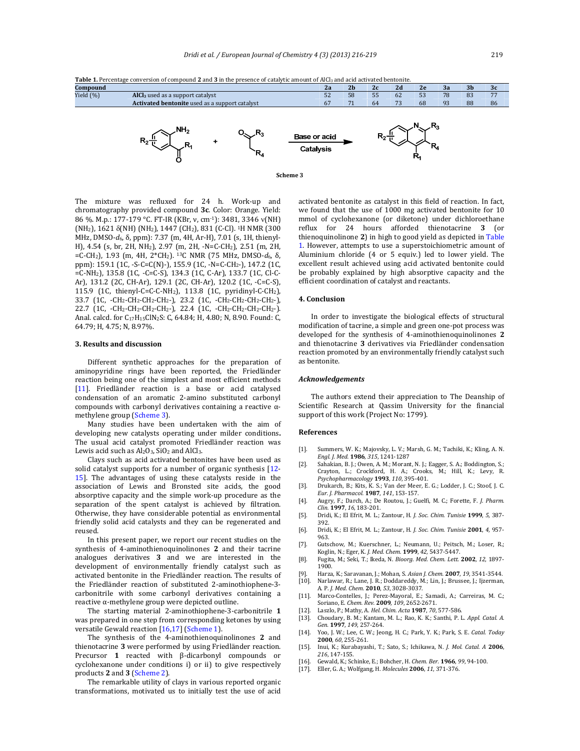**Table 1.** Percentage conversion of compound **2** and **3** in the presence of catalytic amount of $AlCl_3$ and acid activated bentonite.

| **Compound** | | **2a** | **2b** | **2c** | **2d** | **2e** | **3a** | **3b** | **3c** |
|---|---|---|---|---|---|---|---|---|---|
| Yield (%) | **$AlCl_3$** used as a support catalyst | 52 | 58 | 55 | 62 | 53 | 78 | 83 | 77 |
| | **Activated bentonite** used as a support catalyst | 67 | 71 | 64 | 73 | 68 | 93 | 88 | 86 |

Base or acid
Catalysis

**Scheme 3**

The mixture was refluxed for 24 h. Work-up and chromatography provided compound **3c**. Color: Orange. Yield: 86 %. M.p.: 177-179 °C. FT-IR (KBr, ν, cm$^{-1}$): 3481, 3346 ν(NH) ($NH_2$), 1621 δ(NH) ($NH_2$), 1447 ($CH_2$), 831 (C-Cl). $^1$H NMR (300 MHz, DMSO-$d_6$, δ, ppm): 7.37 (m, 4H, Ar-H), 7.01 (s, 1H, thienyl-H), 4.54 (s, br, 2H, $NH_2$), 2.97 (m, 2H, -N=C-$CH_2$), 2.51 (m, 2H, =C-$CH_2$), 1.93 (m, 4H, 2*$CH_2$). $^{13}$C NMR (75 MHz, DMSO-$d_6$, δ, ppm): 159.1 (1C, -S-C=C(N)-), 155.9 (1C, -N=C-$CH_2$-), 147.2 (1C, =C-$NH_2$), 135.8 (1C, -C=C-S), 134.3 (1C, C-Ar), 133.7 (1C, Cl-C-Ar), 131.2 (2C, CH-Ar), 129.1 (2C, CH-Ar), 120.2 (1C, -C=C-S), 115.9 (1C, thienyl-C=C-C-$NH_2$), 113.8 (1C, pyridinyl-C-$CH_2$), 33.7 (1C, -$CH_2$-$CH_2$-$CH_2$-$CH_2$-), 23.2 (1C, -$CH_2$-$CH_2$-$CH_2$-$CH_2$-), 22.7 (1C, -$CH_2$-$CH_2$-$CH_2$-$CH_2$-), 22.4 (1C, -$CH_2$-$CH_2$-$CH_2$-$CH_2$-). Anal. calcd. for $C_{17}H_{15}ClN_2S$: C, 64.84; H, 4.80; N, 8.90. Found: C, 64.79; H, 4.75; N, 8.97%.

## 3. Results and discussion

Different synthetic approaches for the preparation of aminopyridine rings have been reported, the Friedländer reaction being one of the simplest and most efficient methods [11]. Friedländer reaction is a base or acid catalysed condensation of an aromatic 2-amino substituted carbonyl compounds with carbonyl derivatives containing a reactive α-methylene group (Scheme 3).

Many studies have been undertaken with the aim of developing new catalysts operating under milder conditions**.** The usual acid catalyst promoted Friedländer reaction was Lewis acid such as $Al_2O_3$, $SiO_2$ and $AlCl_3$.

Clays such as acid activated bentonites have been used as solid catalyst supports for a number of organic synthesis [12-15]. The advantages of using these catalysts reside in the association of Lewis and Bronsted site acids, the good absorptive capacity and the simple work-up procedure as the separation of the spent catalyst is achieved by filtration. Otherwise, they have considerable potential as environmental friendly solid acid catalysts and they can be regenerated and reused.

In this present paper, we report our recent studies on the synthesis of 4-aminothienoquinolinones **2** and their tacrine analogues derivatives **3** and we are interested in the development of environmentally friendly catalyst such as activated bentonite in the Friedländer reaction. The results of the Friedländer reaction of substituted 2-aminothiophene-3-carbonitrile with some carbonyl derivatives containing a reactive α-methylene group were depicted outline.

The starting material 2-aminothiophene-3-carbonitrile **1** was prepared in one step from corresponding ketones by using versatile Gewald reaction [16,17] (Scheme 1).

The synthesis of the 4-aminothienoquinolinones **2** and thienotacrine **3** were performed by using Friedländer reaction. Precursor **1** reacted with β-dicarbonyl compounds or cyclohexanone under conditions i) or ii) to give respectively products **2** and **3** (Scheme 2).

The remarkable utility of clays in various reported organic transformations, motivated us to initially test the use of acid activated bentonite as catalyst in this field of reaction. In fact, we found that the use of 1000 mg activated bentonite for 10 mmol of cyclohexanone (or diketone) under dichloroethane reflux for 24 hours afforded thienotacrine **3** (or thienoquinolinone **2**) in high to good yield as depicted in Table 1. However, attempts to use a superstoichiometric amount of Aluminium chloride (4 or 5 equiv.) led to lower yield. The excellent result achieved using acid activated bentonite could be probably explained by high absorptive capacity and the efficient coordination of catalyst and reactants.

## 4. Conclusion

In order to investigate the biological effects of structural modification of tacrine, a simple and green one-pot process was developed for the synthesis of 4-aminothienoquinolinones **2** and thienotacrine **3** derivatives via Friedländer condensation reaction promoted by an environmentally friendly catalyst such as bentonite.

### *Acknowledgements*

The authors extend their appreciation to The Deanship of Scientific Research at Qassim University for the financial support of this work (Project No: 1799).

## References

[1]. Summers, W. K.; Majovsky, L. V.; Marsh, G. M.; Tachiki, K.; Kling, A. N. *Engl. J. Med.* **1986**, *315*, 1241-1287
[2]. Sahakian, B. J.; Owen, A. M.; Morant, N. J.; Eagger, S. A.; Boddington, S.; Crayton, L.; Crockford, H. A.; Crooks, M.; Hill, K.; Levy, R. *Psychopharmacology* **1993**, *110*, 395-401.
[3]. Drukarch, B.; Kits, K. S.; Van der Meer, E. G.; Lodder, J. C.; Stoof, J. C. *Eur. J. Pharmacol.* **1987**, *141*, 153-157.
[4]. Augry, F.; Darch, A.; De Routou, J.; Guelfi, M. C.; Forette, F. *J. Pharm. Clin.* **1997**, *16*, 183-201.
[5]. Dridi, K.; El Efrit, M. L.; Zantour, H. *J. Soc. Chim. Tunisie* **1999**, *5*, 387-392.
[6]. Dridi, K.; El Efrit, M. L.; Zantour, H. *J. Soc. Chim. Tunisie* **2001**, *4*, 957-963.
[7]. Gutschow, M.; Kuerschner, L.; Neumann, U.; Peitsch, M.; Loser, R.; Koglin, N.; Eger, K. *J. Med. Chem.* **1999**, *42*, 5437-5447.
[8]. Fugita, M.; Seki, T.; Ikeda, N. *Bioorg. Med. Chem. Lett.* **2002**, *12*, 1897-1900.
[9]. Harza, K.; Saravanan, J.; Mohan, S. *Asian J. Chem.* **2007**, *19*, 3541-3544.
[10]. Narlawar, R.; Lane, J. R.; Doddareddy, M.; Lin, J.; Brussee, J.; Ijzerman, A. P. *J. Med. Chem.* **2010**, *53*, 3028-3037.
[11]. Marco-Contelles, J.; Perez-Mayoral, E.; Samadi, A.; Carreiras, M. C.; Soriano, E. *Chem. Rev.* **2009**, *109*, 2652-2671.
[12]. Laszlo, P.; Mathy, A. *Hel. Chim. Acta* **1987**, *70*, 577-586.
[13]. Choudary, B. M.; Kantam, M. L.; Rao, K. K.; Santhi, P. L. *Appl. Catal. A Gen.* **1997**, *149*, 257-264.
[14]. Yoo, J. W.; Lee, C. W.; Jeong, H. C.; Park, Y. K.; Park, S. E. *Catal. Today* **2000**, *60*, 255-261.
[15]. Inui, K.; Kurabayashi, T.; Sato, S.; Ichikawa, N. *J. Mol. Catal. A* **2006**, *216*, 147-155.
[16]. Gewald, K.; Schinke, E.; Bohcher, H. *Chem. Ber.* **1966**, *99*, 94-100.
[17]. Eller, G. A.; Wolfgang, H. *Molecules* **2006**, *11*, 371-376.